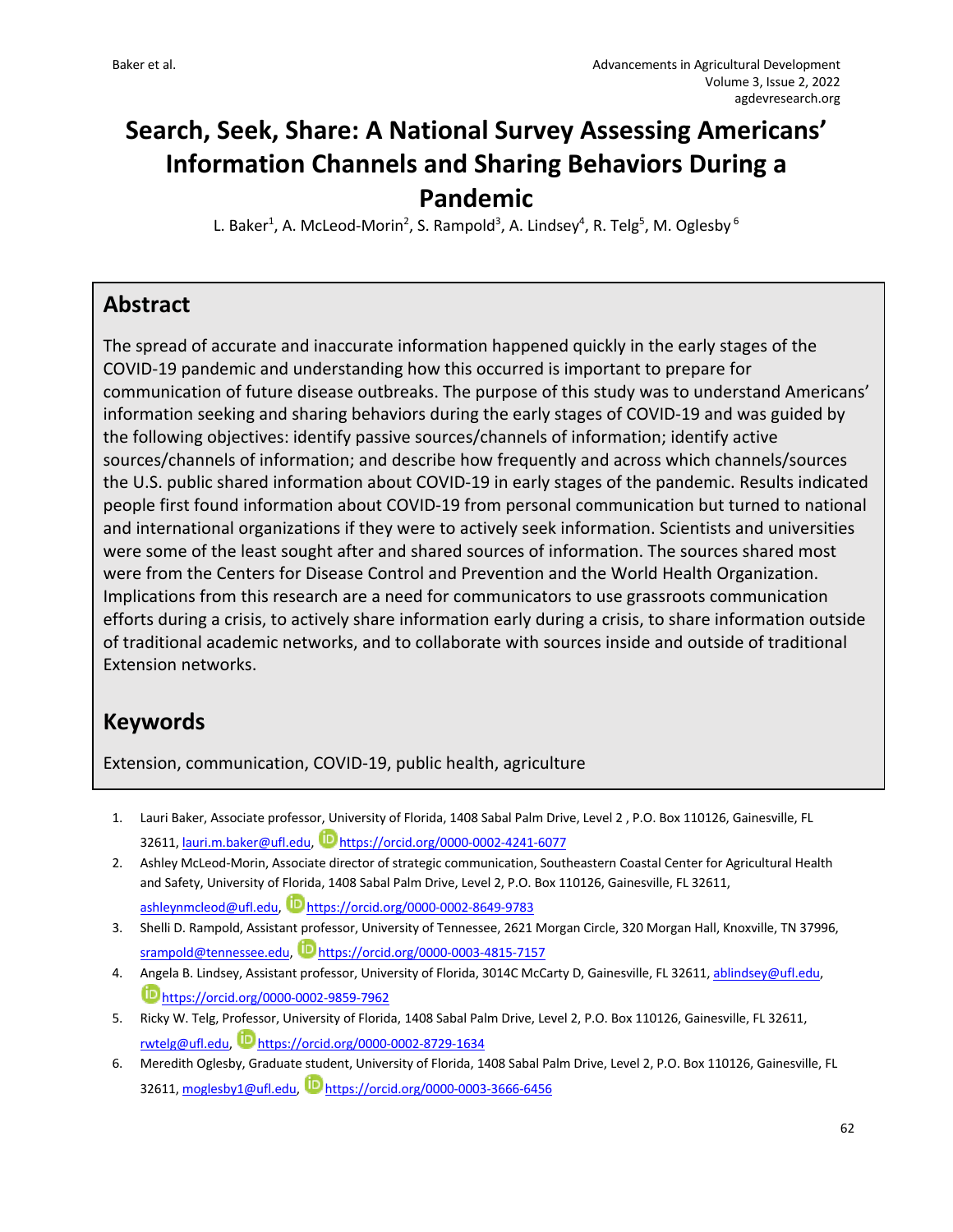# Search, Seek, Share: A National Survey Assessing Americans' Information Channels and Sharing Behaviors During a Pandemic

L. Baker[1], A. McLeod-Morin[2], S. Rampold[3], A. Lindsey[4], R. Telg[5], M. Oglesby[6]

## Abstract

The spread of accurate and inaccurate information happened quickly in the early stages of the COVID-19 pandemic and understanding how this occurred is important to prepare for communication of future disease outbreaks. The purpose of this study was to understand Americans' information seeking and sharing behaviors during the early stages of COVID-19 and was guided by the following objectives: identify passive sources/channels of information; identify active sources/channels of information; and describe how frequently and across which channels/sources the U.S. public shared information about COVID-19 in early stages of the pandemic. Results indicated people first found information about COVID-19 from personal communication but turned to national and international organizations if they were to actively seek information. Scientists and universities were some of the least sought after and shared sources of information. The sources shared most were from the Centers for Disease Control and Prevention and the World Health Organization. Implications from this research are a need for communicators to use grassroots communication efforts during a crisis, to actively share information early during a crisis, to share information outside of traditional academic networks, and to collaborate with sources inside and outside of traditional Extension networks.

## Keywords

Extension, communication, COVID-19, public health, agriculture

1. Lauri Baker, Associate professor, University of Florida, 1408 Sabal Palm Drive, Level 2 , P.O. Box 110126, Gainesville, FL 32611, lauri.m.baker@ufl.edu, https://orcid.org/0000-0002-4241-6077
2. Ashley McLeod-Morin, Associate director of strategic communication, Southeastern Coastal Center for Agricultural Health and Safety, University of Florida, 1408 Sabal Palm Drive, Level 2, P.O. Box 110126, Gainesville, FL 32611, ashleynmcleod@ufl.edu, https://orcid.org/0000-0002-8649-9783
3. Shelli D. Rampold, Assistant professor, University of Tennessee, 2621 Morgan Circle, 320 Morgan Hall, Knoxville, TN 37996, srampold@tennessee.edu, https://orcid.org/0000-0003-4815-7157
4. Angela B. Lindsey, Assistant professor, University of Florida, 3014C McCarty D, Gainesville, FL 32611, ablindsey@ufl.edu, https://orcid.org/0000-0002-9859-7962
5. Ricky W. Telg, Professor, University of Florida, 1408 Sabal Palm Drive, Level 2, P.O. Box 110126, Gainesville, FL 32611, rwtelg@ufl.edu, https://orcid.org/0000-0002-8729-1634
6. Meredith Oglesby, Graduate student, University of Florida, 1408 Sabal Palm Drive, Level 2, P.O. Box 110126, Gainesville, FL 32611, moglesby1@ufl.edu, https://orcid.org/0000-0003-3666-6456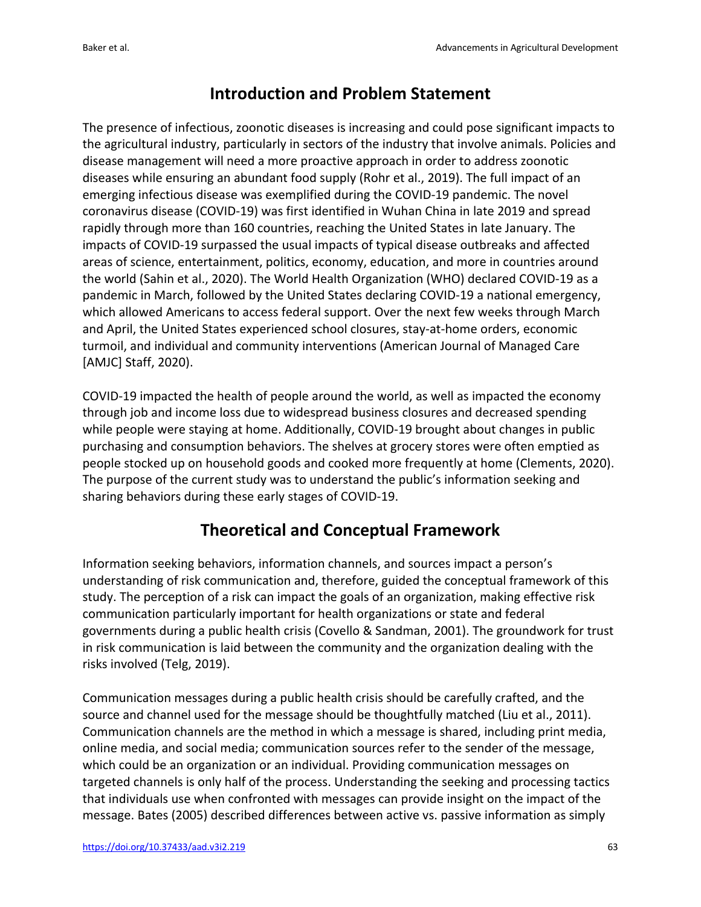## Introduction and Problem Statement

The presence of infectious, zoonotic diseases is increasing and could pose significant impacts to the agricultural industry, particularly in sectors of the industry that involve animals. Policies and disease management will need a more proactive approach in order to address zoonotic diseases while ensuring an abundant food supply (Rohr et al., 2019). The full impact of an emerging infectious disease was exemplified during the COVID-19 pandemic. The novel coronavirus disease (COVID-19) was first identified in Wuhan China in late 2019 and spread rapidly through more than 160 countries, reaching the United States in late January. The impacts of COVID-19 surpassed the usual impacts of typical disease outbreaks and affected areas of science, entertainment, politics, economy, education, and more in countries around the world (Sahin et al., 2020). The World Health Organization (WHO) declared COVID-19 as a pandemic in March, followed by the United States declaring COVID-19 a national emergency, which allowed Americans to access federal support. Over the next few weeks through March and April, the United States experienced school closures, stay-at-home orders, economic turmoil, and individual and community interventions (American Journal of Managed Care [AMJC] Staff, 2020).

COVID-19 impacted the health of people around the world, as well as impacted the economy through job and income loss due to widespread business closures and decreased spending while people were staying at home. Additionally, COVID-19 brought about changes in public purchasing and consumption behaviors. The shelves at grocery stores were often emptied as people stocked up on household goods and cooked more frequently at home (Clements, 2020). The purpose of the current study was to understand the public's information seeking and sharing behaviors during these early stages of COVID-19.

## Theoretical and Conceptual Framework

Information seeking behaviors, information channels, and sources impact a person's understanding of risk communication and, therefore, guided the conceptual framework of this study. The perception of a risk can impact the goals of an organization, making effective risk communication particularly important for health organizations or state and federal governments during a public health crisis (Covello & Sandman, 2001). The groundwork for trust in risk communication is laid between the community and the organization dealing with the risks involved (Telg, 2019).

Communication messages during a public health crisis should be carefully crafted, and the source and channel used for the message should be thoughtfully matched (Liu et al., 2011). Communication channels are the method in which a message is shared, including print media, online media, and social media; communication sources refer to the sender of the message, which could be an organization or an individual. Providing communication messages on targeted channels is only half of the process. Understanding the seeking and processing tactics that individuals use when confronted with messages can provide insight on the impact of the message. Bates (2005) described differences between active vs. passive information as simply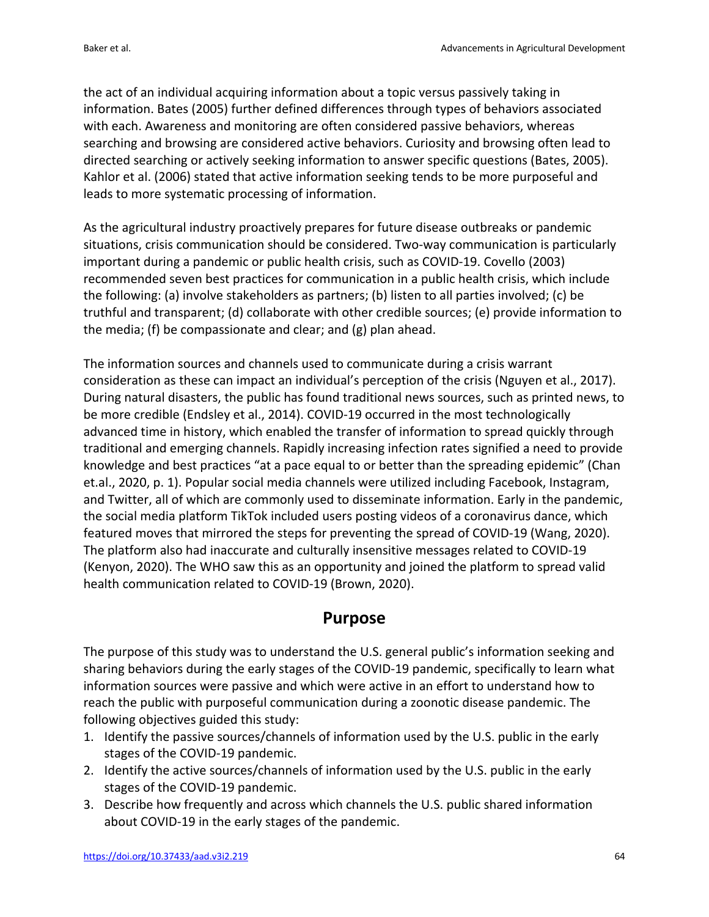the act of an individual acquiring information about a topic versus passively taking in information. Bates (2005) further defined differences through types of behaviors associated with each. Awareness and monitoring are often considered passive behaviors, whereas searching and browsing are considered active behaviors. Curiosity and browsing often lead to directed searching or actively seeking information to answer specific questions (Bates, 2005). Kahlor et al. (2006) stated that active information seeking tends to be more purposeful and leads to more systematic processing of information.

As the agricultural industry proactively prepares for future disease outbreaks or pandemic situations, crisis communication should be considered. Two-way communication is particularly important during a pandemic or public health crisis, such as COVID-19. Covello (2003) recommended seven best practices for communication in a public health crisis, which include the following: (a) involve stakeholders as partners; (b) listen to all parties involved; (c) be truthful and transparent; (d) collaborate with other credible sources; (e) provide information to the media; (f) be compassionate and clear; and (g) plan ahead.

The information sources and channels used to communicate during a crisis warrant consideration as these can impact an individual's perception of the crisis (Nguyen et al., 2017). During natural disasters, the public has found traditional news sources, such as printed news, to be more credible (Endsley et al., 2014). COVID-19 occurred in the most technologically advanced time in history, which enabled the transfer of information to spread quickly through traditional and emerging channels. Rapidly increasing infection rates signified a need to provide knowledge and best practices "at a pace equal to or better than the spreading epidemic" (Chan et.al., 2020, p. 1). Popular social media channels were utilized including Facebook, Instagram, and Twitter, all of which are commonly used to disseminate information. Early in the pandemic, the social media platform TikTok included users posting videos of a coronavirus dance, which featured moves that mirrored the steps for preventing the spread of COVID-19 (Wang, 2020). The platform also had inaccurate and culturally insensitive messages related to COVID-19 (Kenyon, 2020). The WHO saw this as an opportunity and joined the platform to spread valid health communication related to COVID-19 (Brown, 2020).

## Purpose

The purpose of this study was to understand the U.S. general public's information seeking and sharing behaviors during the early stages of the COVID-19 pandemic, specifically to learn what information sources were passive and which were active in an effort to understand how to reach the public with purposeful communication during a zoonotic disease pandemic. The following objectives guided this study:

1. Identify the passive sources/channels of information used by the U.S. public in the early stages of the COVID-19 pandemic.
2. Identify the active sources/channels of information used by the U.S. public in the early stages of the COVID-19 pandemic.
3. Describe how frequently and across which channels the U.S. public shared information about COVID-19 in the early stages of the pandemic.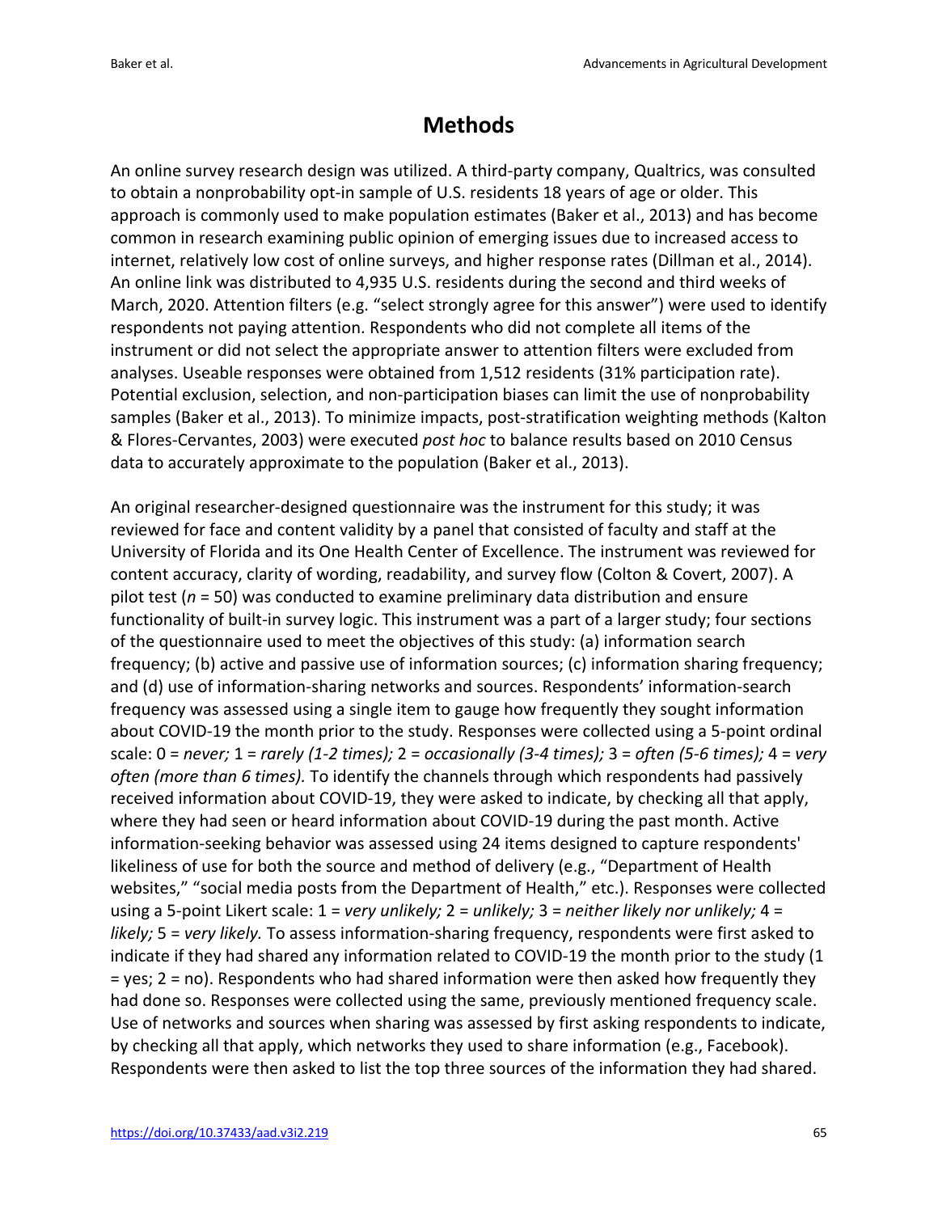## Methods

An online survey research design was utilized. A third-party company, Qualtrics, was consulted to obtain a nonprobability opt-in sample of U.S. residents 18 years of age or older. This approach is commonly used to make population estimates (Baker et al., 2013) and has become common in research examining public opinion of emerging issues due to increased access to internet, relatively low cost of online surveys, and higher response rates (Dillman et al., 2014). An online link was distributed to 4,935 U.S. residents during the second and third weeks of March, 2020. Attention filters (e.g. "select strongly agree for this answer") were used to identify respondents not paying attention. Respondents who did not complete all items of the instrument or did not select the appropriate answer to attention filters were excluded from analyses. Useable responses were obtained from 1,512 residents (31% participation rate). Potential exclusion, selection, and non-participation biases can limit the use of nonprobability samples (Baker et al., 2013). To minimize impacts, post-stratification weighting methods (Kalton & Flores-Cervantes, 2003) were executed *post hoc* to balance results based on 2010 Census data to accurately approximate to the population (Baker et al., 2013).

An original researcher-designed questionnaire was the instrument for this study; it was reviewed for face and content validity by a panel that consisted of faculty and staff at the University of Florida and its One Health Center of Excellence. The instrument was reviewed for content accuracy, clarity of wording, readability, and survey flow (Colton & Covert, 2007). A pilot test (*n* = 50) was conducted to examine preliminary data distribution and ensure functionality of built-in survey logic. This instrument was a part of a larger study; four sections of the questionnaire used to meet the objectives of this study: (a) information search frequency; (b) active and passive use of information sources; (c) information sharing frequency; and (d) use of information-sharing networks and sources. Respondents' information-search frequency was assessed using a single item to gauge how frequently they sought information about COVID-19 the month prior to the study. Responses were collected using a 5-point ordinal scale: 0 = *never;* 1 = *rarely (1-2 times);* 2 = *occasionally (3-4 times);* 3 = *often (5-6 times);* 4 = *very often (more than 6 times).* To identify the channels through which respondents had passively received information about COVID-19, they were asked to indicate, by checking all that apply, where they had seen or heard information about COVID-19 during the past month. Active information-seeking behavior was assessed using 24 items designed to capture respondents' likeliness of use for both the source and method of delivery (e.g., "Department of Health websites," "social media posts from the Department of Health," etc.). Responses were collected using a 5-point Likert scale: 1 = *very unlikely;* 2 = *unlikely;* 3 = *neither likely nor unlikely;* 4 = *likely;* 5 = *very likely.* To assess information-sharing frequency, respondents were first asked to indicate if they had shared any information related to COVID-19 the month prior to the study (1 = yes; 2 = no). Respondents who had shared information were then asked how frequently they had done so. Responses were collected using the same, previously mentioned frequency scale. Use of networks and sources when sharing was assessed by first asking respondents to indicate, by checking all that apply, which networks they used to share information (e.g., Facebook). Respondents were then asked to list the top three sources of the information they had shared.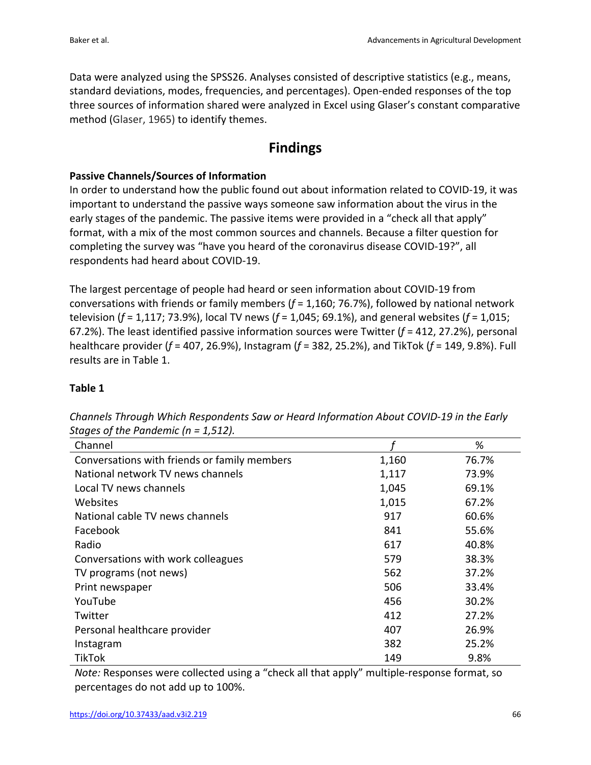Data were analyzed using the SPSS26. Analyses consisted of descriptive statistics (e.g., means, standard deviations, modes, frequencies, and percentages). Open-ended responses of the top three sources of information shared were analyzed in Excel using Glaser's constant comparative method (Glaser, 1965) to identify themes.

## Findings

### Passive Channels/Sources of Information

In order to understand how the public found out about information related to COVID-19, it was important to understand the passive ways someone saw information about the virus in the early stages of the pandemic. The passive items were provided in a "check all that apply" format, with a mix of the most common sources and channels. Because a filter question for completing the survey was "have you heard of the coronavirus disease COVID-19?", all respondents had heard about COVID-19.

The largest percentage of people had heard or seen information about COVID-19 from conversations with friends or family members ($f$ = 1,160; 76.7%), followed by national network television ($f$ = 1,117; 73.9%), local TV news ($f$ = 1,045; 69.1%), and general websites ($f$ = 1,015; 67.2%). The least identified passive information sources were Twitter ($f$ = 412, 27.2%), personal healthcare provider ($f$ = 407, 26.9%), Instagram ($f$ = 382, 25.2%), and TikTok ($f$ = 149, 9.8%). Full results are in Table 1.

**Table 1**

*Channels Through Which Respondents Saw or Heard Information About COVID-19 in the Early Stages of the Pandemic (n = 1,512).*

| Channel | $f$ | % |
|---|---|---|
| Conversations with friends or family members | 1,160 | 76.7% |
| National network TV news channels | 1,117 | 73.9% |
| Local TV news channels | 1,045 | 69.1% |
| Websites | 1,015 | 67.2% |
| National cable TV news channels | 917 | 60.6% |
| Facebook | 841 | 55.6% |
| Radio | 617 | 40.8% |
| Conversations with work colleagues | 579 | 38.3% |
| TV programs (not news) | 562 | 37.2% |
| Print newspaper | 506 | 33.4% |
| YouTube | 456 | 30.2% |
| Twitter | 412 | 27.2% |
| Personal healthcare provider | 407 | 26.9% |
| Instagram | 382 | 25.2% |
| TikTok | 149 | 9.8% |

*Note:* Responses were collected using a "check all that apply" multiple-response format, so percentages do not add up to 100%.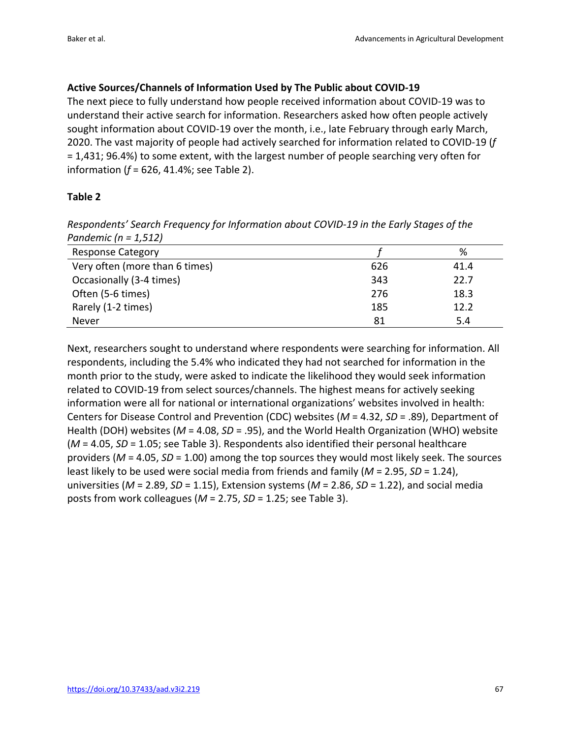### Active Sources/Channels of Information Used by The Public about COVID-19

The next piece to fully understand how people received information about COVID-19 was to understand their active search for information. Researchers asked how often people actively sought information about COVID-19 over the month, i.e., late February through early March, 2020. The vast majority of people had actively searched for information related to COVID-19 (*f* = 1,431; 96.4%) to some extent, with the largest number of people searching very often for information (*f* = 626, 41.4%; see Table 2).

**Table 2**

*Respondents' Search Frequency for Information about COVID-19 in the Early Stages of the Pandemic (n = 1,512)*

| Response Category | *f* | % |
|---|---|---|
| Very often (more than 6 times) | 626 | 41.4 |
| Occasionally (3-4 times) | 343 | 22.7 |
| Often (5-6 times) | 276 | 18.3 |
| Rarely (1-2 times) | 185 | 12.2 |
| Never | 81 | 5.4 |

Next, researchers sought to understand where respondents were searching for information. All respondents, including the 5.4% who indicated they had not searched for information in the month prior to the study, were asked to indicate the likelihood they would seek information related to COVID-19 from select sources/channels. The highest means for actively seeking information were all for national or international organizations' websites involved in health: Centers for Disease Control and Prevention (CDC) websites (*M* = 4.32, *SD* = .89), Department of Health (DOH) websites (*M* = 4.08, *SD* = .95), and the World Health Organization (WHO) website (*M* = 4.05, *SD* = 1.05; see Table 3). Respondents also identified their personal healthcare providers (*M* = 4.05, *SD* = 1.00) among the top sources they would most likely seek. The sources least likely to be used were social media from friends and family (*M* = 2.95, *SD* = 1.24), universities (*M* = 2.89, *SD* = 1.15), Extension systems (*M* = 2.86, *SD* = 1.22), and social media posts from work colleagues (*M* = 2.75, *SD* = 1.25; see Table 3).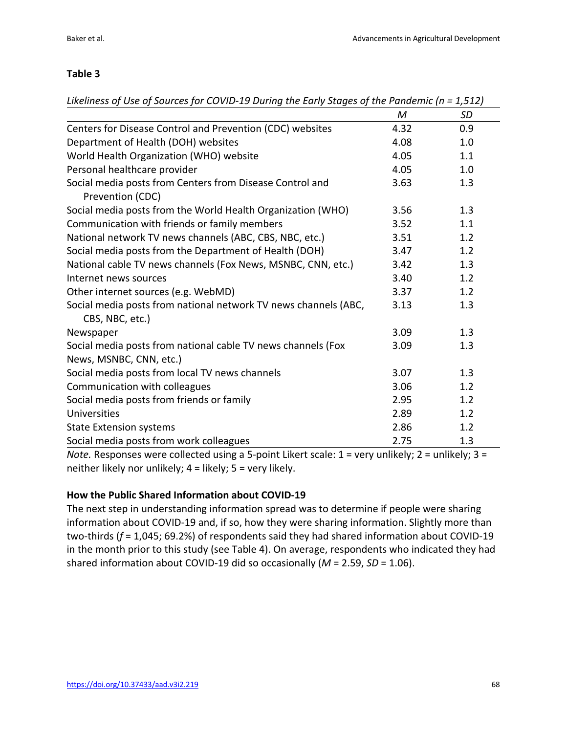**Table 3**

*Likeliness of Use of Sources for COVID-19 During the Early Stages of the Pandemic (n = 1,512)*

| | *M* | *SD* |
|---|---|---|
| Centers for Disease Control and Prevention (CDC) websites | 4.32 | 0.9 |
| Department of Health (DOH) websites | 4.08 | 1.0 |
| World Health Organization (WHO) website | 4.05 | 1.1 |
| Personal healthcare provider | 4.05 | 1.0 |
| Social media posts from Centers from Disease Control and Prevention (CDC) | 3.63 | 1.3 |
| Social media posts from the World Health Organization (WHO) | 3.56 | 1.3 |
| Communication with friends or family members | 3.52 | 1.1 |
| National network TV news channels (ABC, CBS, NBC, etc.) | 3.51 | 1.2 |
| Social media posts from the Department of Health (DOH) | 3.47 | 1.2 |
| National cable TV news channels (Fox News, MSNBC, CNN, etc.) | 3.42 | 1.3 |
| Internet news sources | 3.40 | 1.2 |
| Other internet sources (e.g. WebMD) | 3.37 | 1.2 |
| Social media posts from national network TV news channels (ABC, CBS, NBC, etc.) | 3.13 | 1.3 |
| Newspaper | 3.09 | 1.3 |
| Social media posts from national cable TV news channels (Fox News, MSNBC, CNN, etc.) | 3.09 | 1.3 |
| Social media posts from local TV news channels | 3.07 | 1.3 |
| Communication with colleagues | 3.06 | 1.2 |
| Social media posts from friends or family | 2.95 | 1.2 |
| Universities | 2.89 | 1.2 |
| State Extension systems | 2.86 | 1.2 |
| Social media posts from work colleagues | 2.75 | 1.3 |

*Note.* Responses were collected using a 5-point Likert scale: 1 = very unlikely; 2 = unlikely; 3 = neither likely nor unlikely; 4 = likely; 5 = very likely.

### How the Public Shared Information about COVID-19

The next step in understanding information spread was to determine if people were sharing information about COVID-19 and, if so, how they were sharing information. Slightly more than two-thirds (*f* = 1,045; 69.2%) of respondents said they had shared information about COVID-19 in the month prior to this study (see Table 4). On average, respondents who indicated they had shared information about COVID-19 did so occasionally (*M* = 2.59, *SD* = 1.06).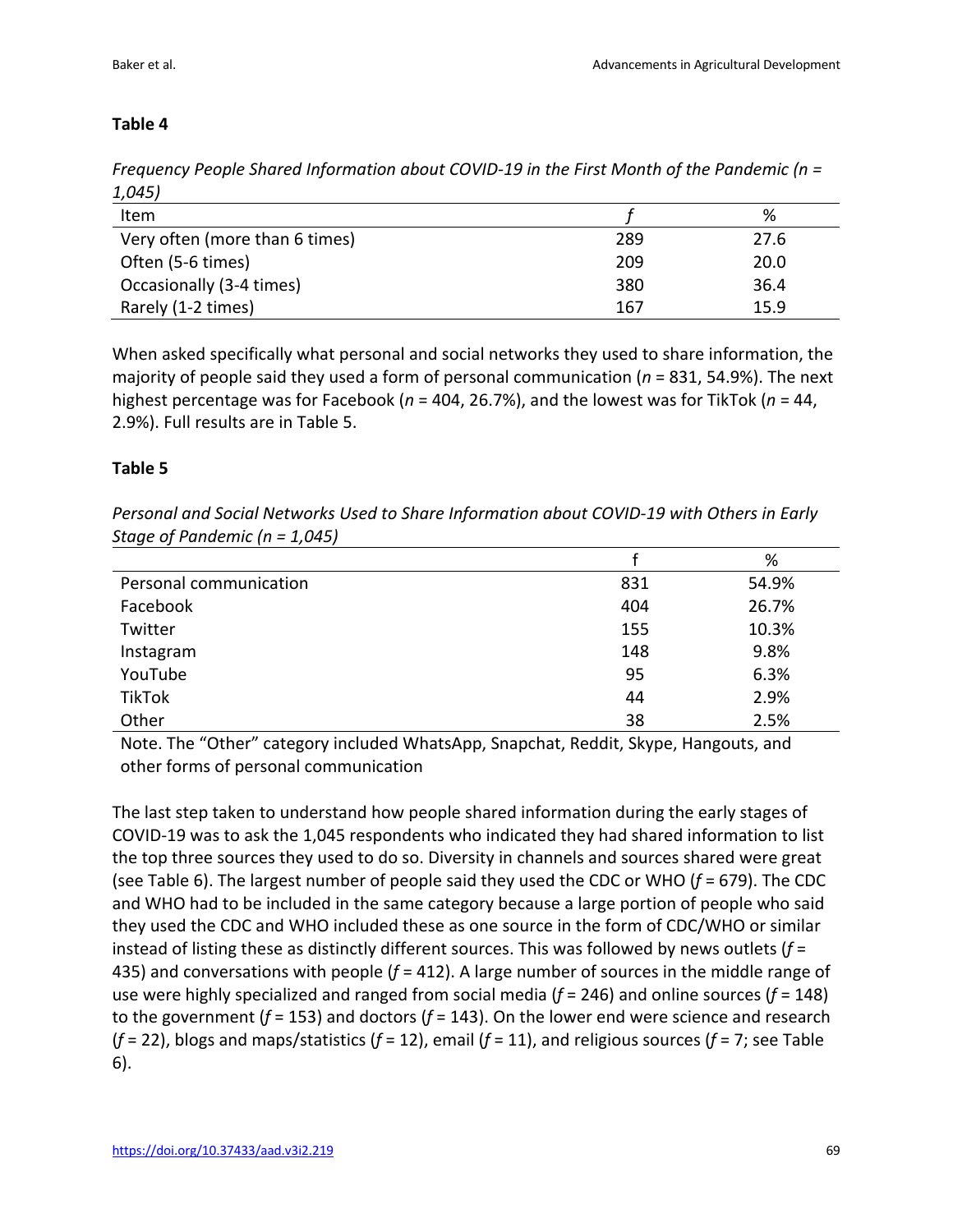**Table 4**

*Frequency People Shared Information about COVID-19 in the First Month of the Pandemic (n = 1,045)*

| Item | *f* | % |
|---|---|---|
| Very often (more than 6 times) | 289 | 27.6 |
| Often (5-6 times) | 209 | 20.0 |
| Occasionally (3-4 times) | 380 | 36.4 |
| Rarely (1-2 times) | 167 | 15.9 |

When asked specifically what personal and social networks they used to share information, the majority of people said they used a form of personal communication (*n* = 831, 54.9%). The next highest percentage was for Facebook (*n* = 404, 26.7%), and the lowest was for TikTok (*n* = 44, 2.9%). Full results are in Table 5.

**Table 5**

*Personal and Social Networks Used to Share Information about COVID-19 with Others in Early Stage of Pandemic (n = 1,045)*

| | f | % |
|---|---|---|
| Personal communication | 831 | 54.9% |
| Facebook | 404 | 26.7% |
| Twitter | 155 | 10.3% |
| Instagram | 148 | 9.8% |
| YouTube | 95 | 6.3% |
| TikTok | 44 | 2.9% |
| Other | 38 | 2.5% |

Note. The "Other" category included WhatsApp, Snapchat, Reddit, Skype, Hangouts, and other forms of personal communication

The last step taken to understand how people shared information during the early stages of COVID-19 was to ask the 1,045 respondents who indicated they had shared information to list the top three sources they used to do so. Diversity in channels and sources shared were great (see Table 6). The largest number of people said they used the CDC or WHO (*f* = 679). The CDC and WHO had to be included in the same category because a large portion of people who said they used the CDC and WHO included these as one source in the form of CDC/WHO or similar instead of listing these as distinctly different sources. This was followed by news outlets (*f* = 435) and conversations with people (*f* = 412). A large number of sources in the middle range of use were highly specialized and ranged from social media (*f* = 246) and online sources (*f* = 148) to the government (*f* = 153) and doctors (*f* = 143). On the lower end were science and research (*f* = 22), blogs and maps/statistics (*f* = 12), email (*f* = 11), and religious sources (*f* = 7; see Table 6).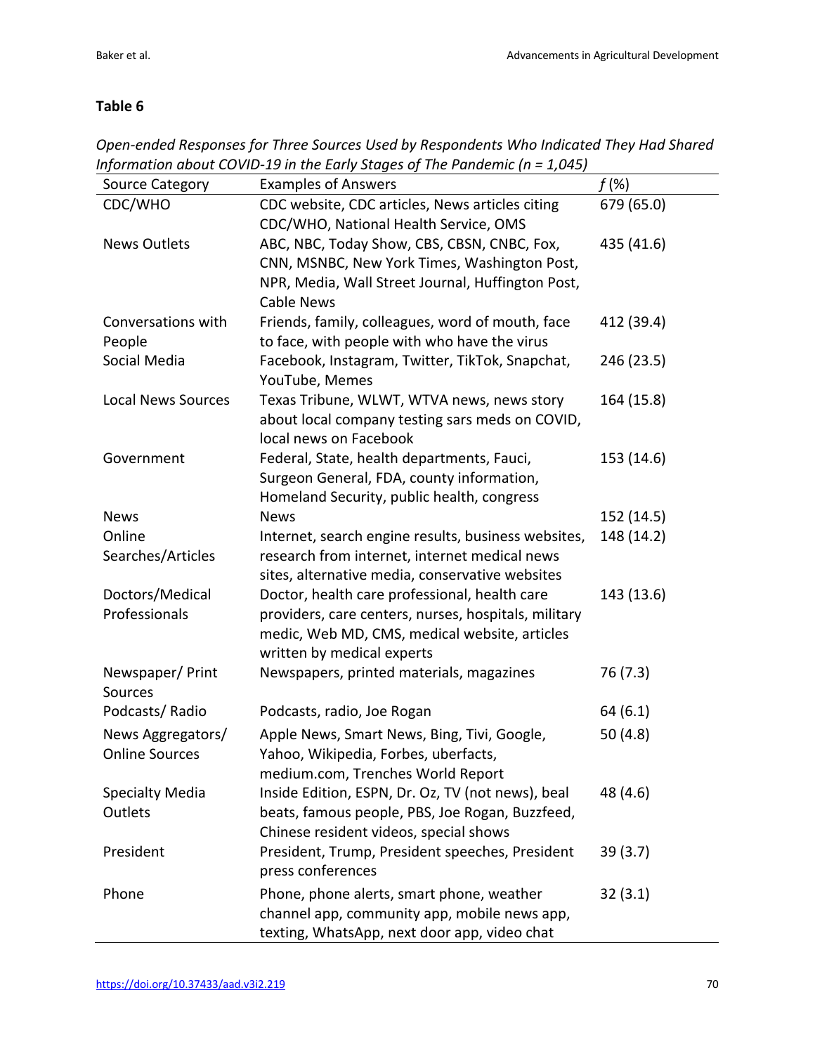**Table 6**

*Open-ended Responses for Three Sources Used by Respondents Who Indicated They Had Shared Information about COVID-19 in the Early Stages of The Pandemic (n = 1,045)*

| Source Category | Examples of Answers | *f* (%) |
|---|---|---|
| CDC/WHO | CDC website, CDC articles, News articles citing CDC/WHO, National Health Service, OMS | 679 (65.0) |
| News Outlets | ABC, NBC, Today Show, CBS, CBSN, CNBC, Fox, CNN, MSNBC, New York Times, Washington Post, NPR, Media, Wall Street Journal, Huffington Post, Cable News | 435 (41.6) |
| Conversations with People | Friends, family, colleagues, word of mouth, face to face, with people with who have the virus | 412 (39.4) |
| Social Media | Facebook, Instagram, Twitter, TikTok, Snapchat, YouTube, Memes | 246 (23.5) |
| Local News Sources | Texas Tribune, WLWT, WTVA news, news story about local company testing sars meds on COVID, local news on Facebook | 164 (15.8) |
| Government | Federal, State, health departments, Fauci, Surgeon General, FDA, county information, Homeland Security, public health, congress | 153 (14.6) |
| News | News | 152 (14.5) |
| Online Searches/Articles | Internet, search engine results, business websites, research from internet, internet medical news sites, alternative media, conservative websites | 148 (14.2) |
| Doctors/Medical Professionals | Doctor, health care professional, health care providers, care centers, nurses, hospitals, military medic, Web MD, CMS, medical website, articles written by medical experts | 143 (13.6) |
| Newspaper/ Print Sources | Newspapers, printed materials, magazines | 76 (7.3) |
| Podcasts/ Radio | Podcasts, radio, Joe Rogan | 64 (6.1) |
| News Aggregators/ Online Sources | Apple News, Smart News, Bing, Tivi, Google, Yahoo, Wikipedia, Forbes, uberfacts, medium.com, Trenches World Report | 50 (4.8) |
| Specialty Media Outlets | Inside Edition, ESPN, Dr. Oz, TV (not news), beal beats, famous people, PBS, Joe Rogan, Buzzfeed, Chinese resident videos, special shows | 48 (4.6) |
| President | President, Trump, President speeches, President press conferences | 39 (3.7) |
| Phone | Phone, phone alerts, smart phone, weather channel app, community app, mobile news app, texting, WhatsApp, next door app, video chat | 32 (3.1) |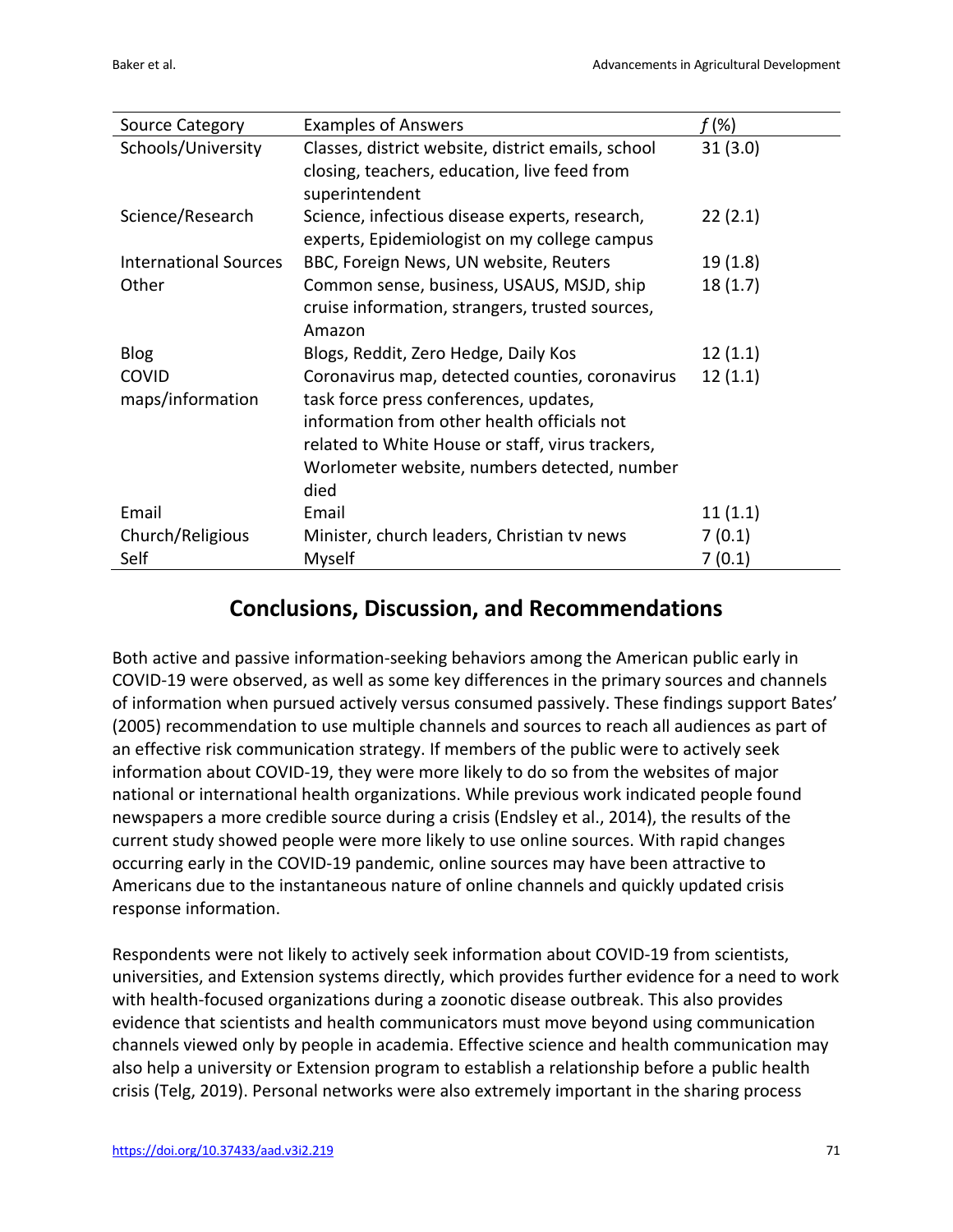| Source Category | Examples of Answers | *f* (%) |
|---|---|---|
| Schools/University | Classes, district website, district emails, school closing, teachers, education, live feed from superintendent | 31 (3.0) |
| Science/Research | Science, infectious disease experts, research, experts, Epidemiologist on my college campus | 22 (2.1) |
| International Sources | BBC, Foreign News, UN website, Reuters | 19 (1.8) |
| Other | Common sense, business, USAUS, MSJD, ship cruise information, strangers, trusted sources, Amazon | 18 (1.7) |
| Blog | Blogs, Reddit, Zero Hedge, Daily Kos | 12 (1.1) |
| COVID maps/information | Coronavirus map, detected counties, coronavirus task force press conferences, updates, information from other health officials not related to White House or staff, virus trackers, Worlometer website, numbers detected, number died | 12 (1.1) |
| Email | Email | 11 (1.1) |
| Church/Religious | Minister, church leaders, Christian tv news | 7 (0.1) |
| Self | Myself | 7 (0.1) |

## Conclusions, Discussion, and Recommendations

Both active and passive information-seeking behaviors among the American public early in COVID-19 were observed, as well as some key differences in the primary sources and channels of information when pursued actively versus consumed passively. These findings support Bates' (2005) recommendation to use multiple channels and sources to reach all audiences as part of an effective risk communication strategy. If members of the public were to actively seek information about COVID-19, they were more likely to do so from the websites of major national or international health organizations. While previous work indicated people found newspapers a more credible source during a crisis (Endsley et al., 2014), the results of the current study showed people were more likely to use online sources. With rapid changes occurring early in the COVID-19 pandemic, online sources may have been attractive to Americans due to the instantaneous nature of online channels and quickly updated crisis response information.

Respondents were not likely to actively seek information about COVID-19 from scientists, universities, and Extension systems directly, which provides further evidence for a need to work with health-focused organizations during a zoonotic disease outbreak. This also provides evidence that scientists and health communicators must move beyond using communication channels viewed only by people in academia. Effective science and health communication may also help a university or Extension program to establish a relationship before a public health crisis (Telg, 2019). Personal networks were also extremely important in the sharing process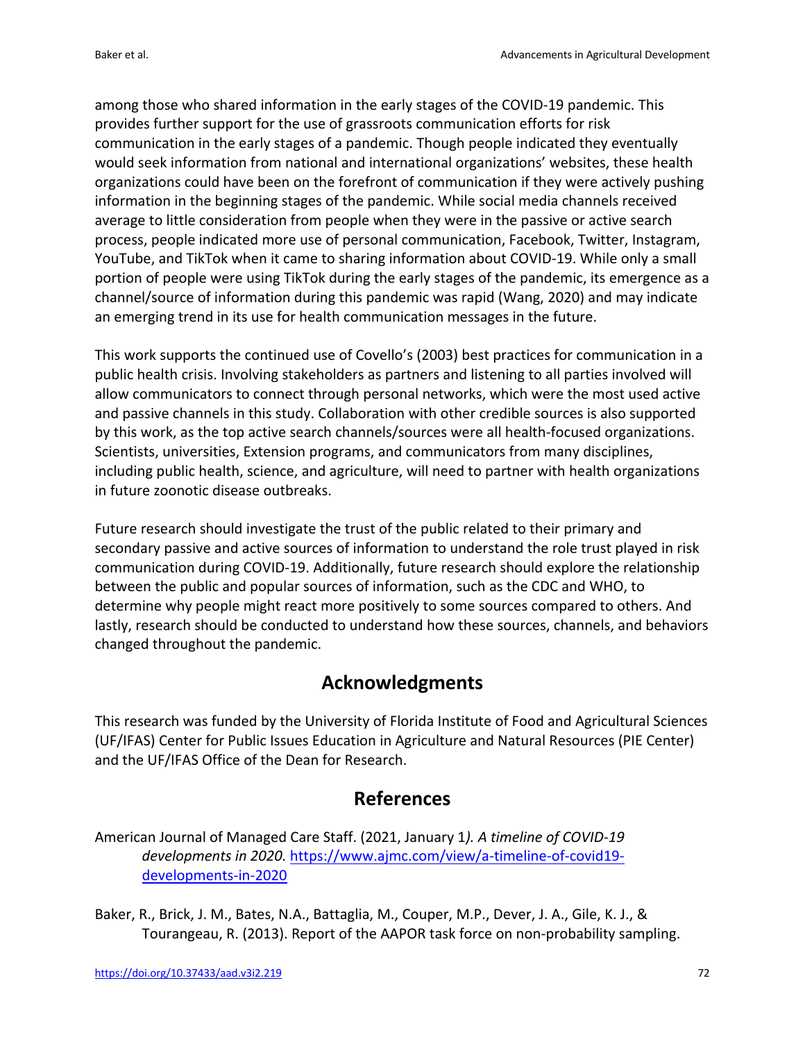among those who shared information in the early stages of the COVID-19 pandemic. This provides further support for the use of grassroots communication efforts for risk communication in the early stages of a pandemic. Though people indicated they eventually would seek information from national and international organizations' websites, these health organizations could have been on the forefront of communication if they were actively pushing information in the beginning stages of the pandemic. While social media channels received average to little consideration from people when they were in the passive or active search process, people indicated more use of personal communication, Facebook, Twitter, Instagram, YouTube, and TikTok when it came to sharing information about COVID-19. While only a small portion of people were using TikTok during the early stages of the pandemic, its emergence as a channel/source of information during this pandemic was rapid (Wang, 2020) and may indicate an emerging trend in its use for health communication messages in the future.

This work supports the continued use of Covello's (2003) best practices for communication in a public health crisis. Involving stakeholders as partners and listening to all parties involved will allow communicators to connect through personal networks, which were the most used active and passive channels in this study. Collaboration with other credible sources is also supported by this work, as the top active search channels/sources were all health-focused organizations. Scientists, universities, Extension programs, and communicators from many disciplines, including public health, science, and agriculture, will need to partner with health organizations in future zoonotic disease outbreaks.

Future research should investigate the trust of the public related to their primary and secondary passive and active sources of information to understand the role trust played in risk communication during COVID-19. Additionally, future research should explore the relationship between the public and popular sources of information, such as the CDC and WHO, to determine why people might react more positively to some sources compared to others. And lastly, research should be conducted to understand how these sources, channels, and behaviors changed throughout the pandemic.

## Acknowledgments

This research was funded by the University of Florida Institute of Food and Agricultural Sciences (UF/IFAS) Center for Public Issues Education in Agriculture and Natural Resources (PIE Center) and the UF/IFAS Office of the Dean for Research.

## References

American Journal of Managed Care Staff. (2021, January 1*). A timeline of COVID-19 developments in 2020.* https://www.ajmc.com/view/a-timeline-of-covid19-developments-in-2020

Baker, R., Brick, J. M., Bates, N.A., Battaglia, M., Couper, M.P., Dever, J. A., Gile, K. J., & Tourangeau, R. (2013). Report of the AAPOR task force on non-probability sampling.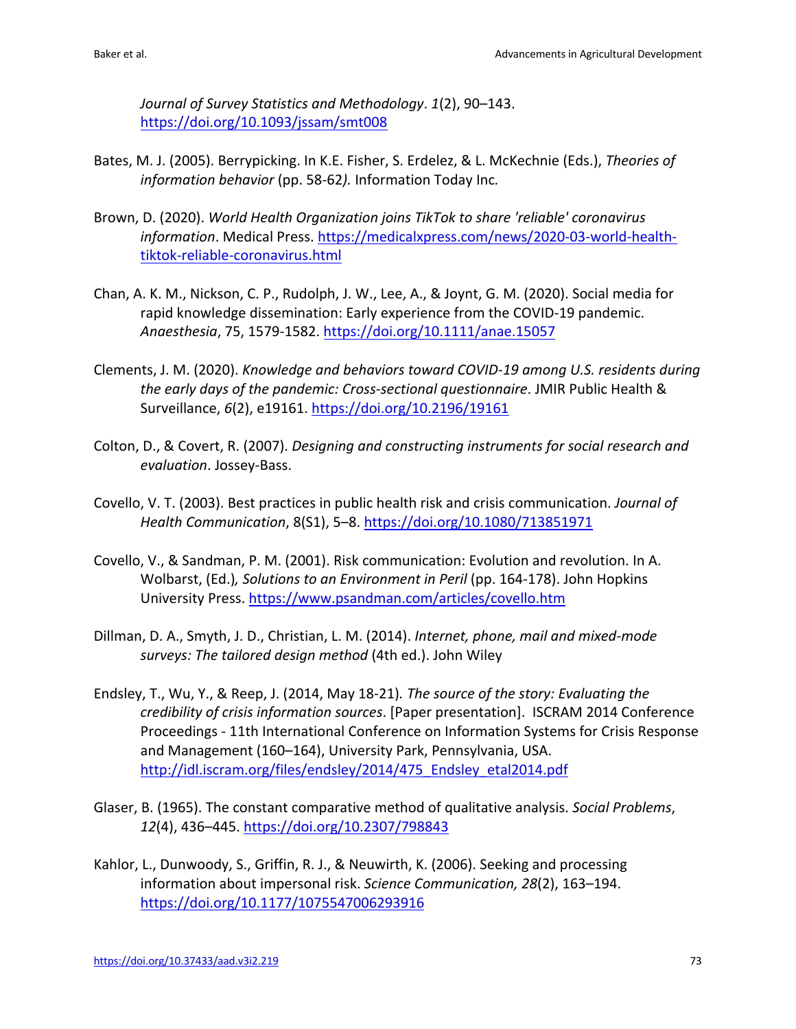*Journal of Survey Statistics and Methodology*. *1*(2), 90–143. https://doi.org/10.1093/jssam/smt008

Bates, M. J. (2005). Berrypicking. In K.E. Fisher, S. Erdelez, & L. McKechnie (Eds.), *Theories of information behavior* (pp. 58-62*).* Information Today Inc*.*

Brown, D. (2020). *World Health Organization joins TikTok to share 'reliable' coronavirus information*. Medical Press. https://medicalxpress.com/news/2020-03-world-health-tiktok-reliable-coronavirus.html

Chan, A. K. M., Nickson, C. P., Rudolph, J. W., Lee, A., & Joynt, G. M. (2020). Social media for rapid knowledge dissemination: Early experience from the COVID-19 pandemic. *Anaesthesia*, 75, 1579-1582. https://doi.org/10.1111/anae.15057

Clements, J. M. (2020). *Knowledge and behaviors toward COVID-19 among U.S. residents during the early days of the pandemic: Cross-sectional questionnaire*. JMIR Public Health & Surveillance, *6*(2), e19161. https://doi.org/10.2196/19161

Colton, D., & Covert, R. (2007). *Designing and constructing instruments for social research and evaluation*. Jossey-Bass.

Covello, V. T. (2003). Best practices in public health risk and crisis communication. *Journal of Health Communication*, 8(S1), 5–8. https://doi.org/10.1080/713851971

Covello, V., & Sandman, P. M. (2001). Risk communication: Evolution and revolution. In A. Wolbarst, (Ed.)*, Solutions to an Environment in Peril* (pp. 164-178). John Hopkins University Press. https://www.psandman.com/articles/covello.htm

Dillman, D. A., Smyth, J. D., Christian, L. M. (2014). *Internet, phone, mail and mixed-mode surveys: The tailored design method* (4th ed.). John Wiley

Endsley, T., Wu, Y., & Reep, J. (2014, May 18-21)*. The source of the story: Evaluating the credibility of crisis information sources*. [Paper presentation]. ISCRAM 2014 Conference Proceedings - 11th International Conference on Information Systems for Crisis Response and Management (160–164), University Park, Pennsylvania, USA. http://idl.iscram.org/files/endsley/2014/475_Endsley_etal2014.pdf

Glaser, B. (1965). The constant comparative method of qualitative analysis. *Social Problems*, *12*(4), 436–445. https://doi.org/10.2307/798843

Kahlor, L., Dunwoody, S., Griffin, R. J., & Neuwirth, K. (2006). Seeking and processing information about impersonal risk. *Science Communication, 28*(2), 163–194. https://doi.org/10.1177/1075547006293916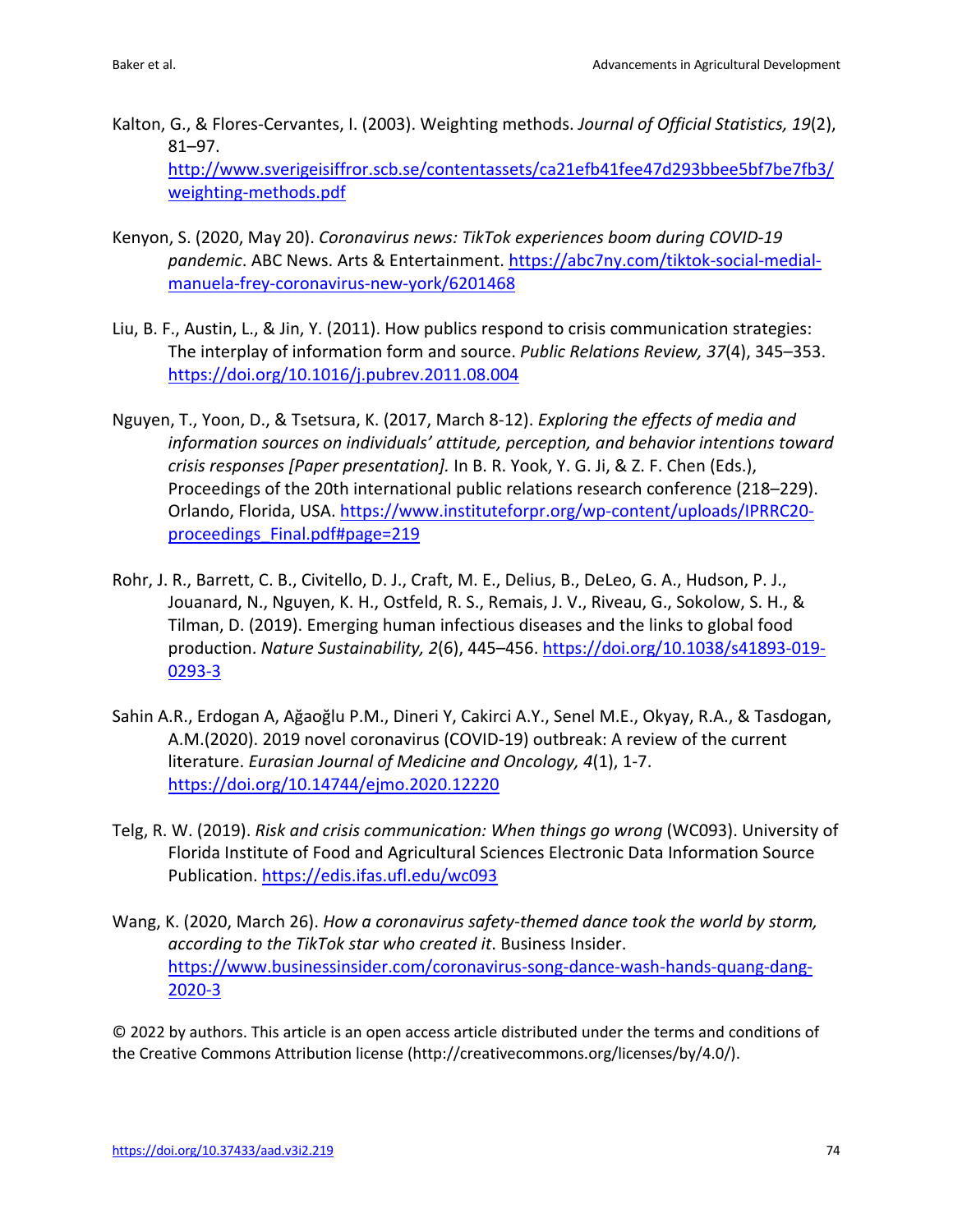Kalton, G., & Flores-Cervantes, I. (2003). Weighting methods. *Journal of Official Statistics, 19*(2), 81–97. http://www.sverigeisiffror.scb.se/contentassets/ca21efb41fee47d293bbee5bf7be7fb3/weighting-methods.pdf

Kenyon, S. (2020, May 20). *Coronavirus news: TikTok experiences boom during COVID-19 pandemic*. ABC News. Arts & Entertainment. https://abc7ny.com/tiktok-social-medial-manuela-frey-coronavirus-new-york/6201468

Liu, B. F., Austin, L., & Jin, Y. (2011). How publics respond to crisis communication strategies: The interplay of information form and source. *Public Relations Review, 37*(4), 345–353. https://doi.org/10.1016/j.pubrev.2011.08.004

Nguyen, T., Yoon, D., & Tsetsura, K. (2017, March 8-12). *Exploring the effects of media and information sources on individuals' attitude, perception, and behavior intentions toward crisis responses [Paper presentation].* In B. R. Yook, Y. G. Ji, & Z. F. Chen (Eds.), Proceedings of the 20th international public relations research conference (218–229). Orlando, Florida, USA. https://www.instituteforpr.org/wp-content/uploads/IPRRC20-proceedings_Final.pdf#page=219

Rohr, J. R., Barrett, C. B., Civitello, D. J., Craft, M. E., Delius, B., DeLeo, G. A., Hudson, P. J., Jouanard, N., Nguyen, K. H., Ostfeld, R. S., Remais, J. V., Riveau, G., Sokolow, S. H., & Tilman, D. (2019). Emerging human infectious diseases and the links to global food production. *Nature Sustainability, 2*(6), 445–456. https://doi.org/10.1038/s41893-019-0293-3

Sahin A.R., Erdogan A, Ağaoğlu P.M., Dineri Y, Cakirci A.Y., Senel M.E., Okyay, R.A., & Tasdogan, A.M.(2020). 2019 novel coronavirus (COVID-19) outbreak: A review of the current literature. *Eurasian Journal of Medicine and Oncology, 4*(1), 1-7. https://doi.org/10.14744/ejmo.2020.12220

Telg, R. W. (2019). *Risk and crisis communication: When things go wrong* (WC093). University of Florida Institute of Food and Agricultural Sciences Electronic Data Information Source Publication. https://edis.ifas.ufl.edu/wc093

Wang, K. (2020, March 26). *How a coronavirus safety-themed dance took the world by storm, according to the TikTok star who created it*. Business Insider. https://www.businessinsider.com/coronavirus-song-dance-wash-hands-quang-dang-2020-3

© 2022 by authors. This article is an open access article distributed under the terms and conditions of the Creative Commons Attribution license (http://creativecommons.org/licenses/by/4.0/).